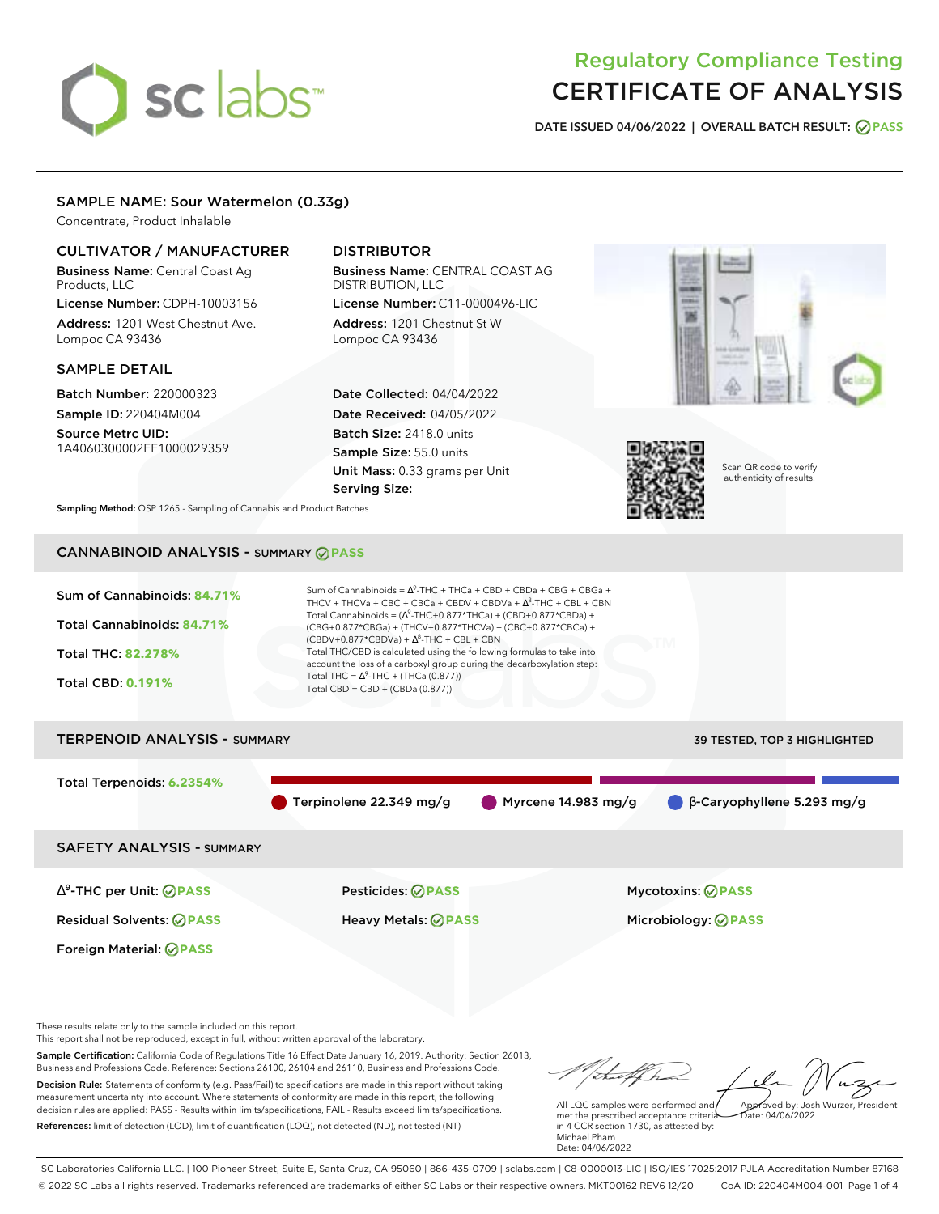# Regulatory Compliance Testing
# CERTIFICATE OF ANALYSIS

**DATE ISSUED 04/06/2022 | OVERALL BATCH RESULT: PASS**

## SAMPLE NAME: Sour Watermelon (0.33g)

Concentrate, Product Inhalable

### CULTIVATOR / MANUFACTURER

**Business Name:** Central Coast Ag Products, LLC

**License Number:** CDPH-10003156

**Address:** 1201 West Chestnut Ave. Lompoc CA 93436

### DISTRIBUTOR

**Business Name:** CENTRAL COAST AG DISTRIBUTION, LLC

**License Number:** C11-0000496-LIC

**Address:** 1201 Chestnut St W Lompoc CA 93436

### SAMPLE DETAIL

**Batch Number:** 220000323

**Sample ID:** 220404M004

**Source Metrc UID:** 1A4060300002EE1000029359

**Date Collected:** 04/04/2022

**Date Received:** 04/05/2022

**Batch Size:** 2418.0 units

**Sample Size:** 55.0 units

**Unit Mass:** 0.33 grams per Unit

**Serving Size:**

Scan QR code to verify authenticity of results.

**Sampling Method:** QSP 1265 - Sampling of Cannabis and Product Batches

## CANNABINOID ANALYSIS - SUMMARY PASS

**Sum of Cannabinoids: 84.71%**

**Total Cannabinoids: 84.71%**

**Total THC: 82.278%**

**Total CBD: 0.191%**

Sum of Cannabinoids = $\Delta^9$-THC + THCa + CBD + CBDa + CBG + CBGa + THCV + THCVa + CBC + CBCa + CBDV + CBDVa + $\Delta^8$-THC + CBL + CBN

Total Cannabinoids = ($\Delta^9$-THC+0.877*THCa) + (CBD+0.877*CBDa) + (CBG+0.877*CBGa) + (THCV+0.877*THCVa) + (CBC+0.877*CBCa) + (CBDV+0.877*CBDVa) + $\Delta^8$-THC + CBL + CBN

Total THC/CBD is calculated using the following formulas to take into account the loss of a carboxyl group during the decarboxylation step:

Total THC = $\Delta^9$-THC + (THCa (0.877))

Total CBD = CBD + (CBDa (0.877))

## TERPENOID ANALYSIS - SUMMARY

39 TESTED, TOP 3 HIGHLIGHTED

**Total Terpenoids: 6.2354%**

- Terpinolene 22.349 mg/g
- Myrcene 14.983 mg/g
- β-Caryophyllene 5.293 mg/g

## SAFETY ANALYSIS - SUMMARY

| | | |
|---|---|---|
| $\Delta^9$-THC per Unit: PASS | Pesticides: PASS | Mycotoxins: PASS |
| Residual Solvents: PASS | Heavy Metals: PASS | Microbiology: PASS |
| Foreign Material: PASS | | |

These results relate only to the sample included on this report.
This report shall not be reproduced, except in full, without written approval of the laboratory.

**Sample Certification:** California Code of Regulations Title 16 Effect Date January 16, 2019. Authority: Section 26013, Business and Professions Code. Reference: Sections 26100, 26104 and 26110, Business and Professions Code.

**Decision Rule:** Statements of conformity (e.g. Pass/Fail) to specifications are made in this report without taking measurement uncertainty into account. Where statements of conformity are made in this report, the following decision rules are applied: PASS - Results within limits/specifications, FAIL - Results exceed limits/specifications.

**References:** limit of detection (LOD), limit of quantification (LOQ), not detected (ND), not tested (NT)

All LQC samples were performed and met the prescribed acceptance criteria in 4 CCR section 1730, as attested by: Michael Pham
Date: 04/06/2022

Approved by: Josh Wurzer, President
Date: 04/06/2022

SC Laboratories California LLC. | 100 Pioneer Street, Suite E, Santa Cruz, CA 95060 | 866-435-0709 | sclabs.com | C8-0000013-LIC | ISO/IES 17025:2017 PJLA Accreditation Number 87168

© 2022 SC Labs all rights reserved. Trademarks referenced are trademarks of either SC Labs or their respective owners. MKT00162 REV6 12/20 CoA ID: 220404M004-001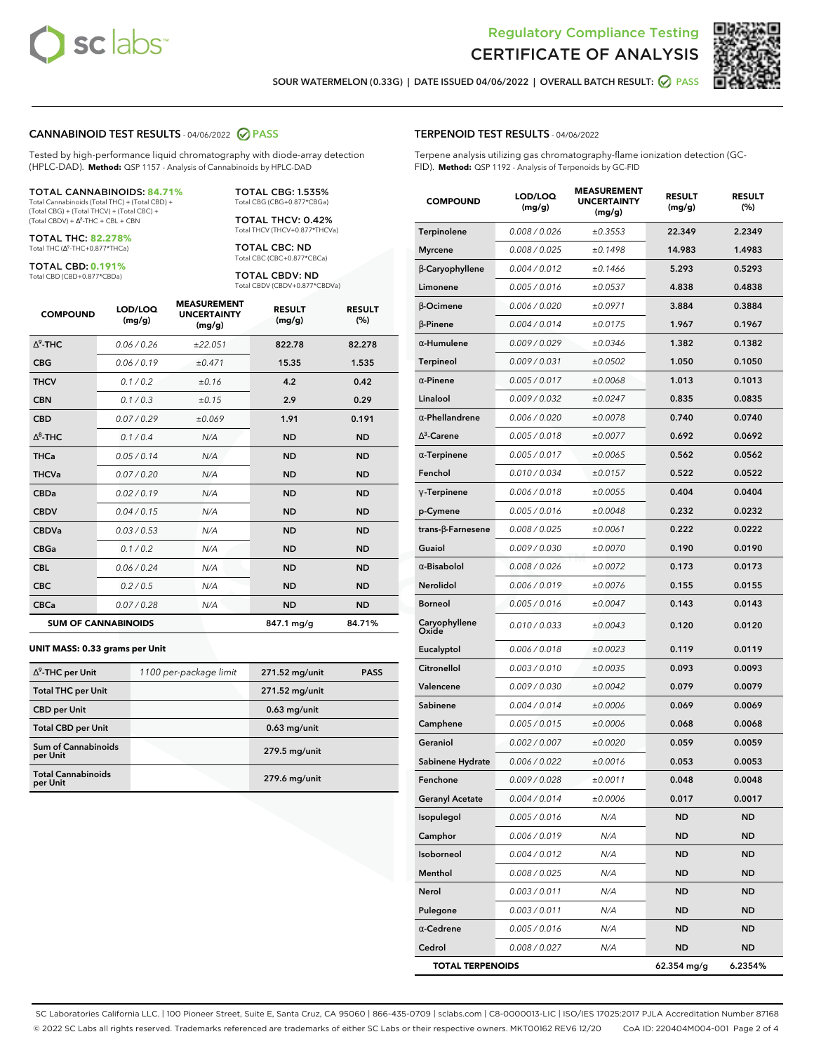# Regulatory Compliance Testing
# CERTIFICATE OF ANALYSIS

SOUR WATERMELON (0.33G) | DATE ISSUED 04/06/2022 | OVERALL BATCH RESULT: PASS

## CANNABINOID TEST RESULTS - 04/06/2022 PASS

Tested by high-performance liquid chromatography with diode-array detection (HPLC-DAD). **Method:** QSP 1157 - Analysis of Cannabinoids by HPLC-DAD

**TOTAL CANNABINOIDS: 84.71%**
Total Cannabinoids (Total THC) + (Total CBD) + (Total CBG) + (Total THCV) + (Total CBC) + (Total CBDV) + Δ8-THC + CBL + CBN

**TOTAL THC: 82.278%**
Total THC (Δ9-THC+0.877*THCa)

**TOTAL CBD: 0.191%**
Total CBD (CBD+0.877*CBDa)

**TOTAL CBG: 1.535%**
Total CBG (CBG+0.877*CBGa)

**TOTAL THCV: 0.42%**
Total THCV (THCV+0.877*THCVa)

**TOTAL CBC: ND**
Total CBC (CBC+0.877*CBCa)

**TOTAL CBDV: ND**
Total CBDV (CBDV+0.877*CBDVa)

| COMPOUND | LOD/LOQ (mg/g) | MEASUREMENT UNCERTAINTY (mg/g) | RESULT (mg/g) | RESULT (%) |
|---|---|---|---|---|
| Δ9-THC | 0.06 / 0.26 | ±22.051 | 822.78 | 82.278 |
| CBG | 0.06 / 0.19 | ±0.471 | 15.35 | 1.535 |
| THCV | 0.1 / 0.2 | ±0.16 | 4.2 | 0.42 |
| CBN | 0.1 / 0.3 | ±0.15 | 2.9 | 0.29 |
| CBD | 0.07 / 0.29 | ±0.069 | 1.91 | 0.191 |
| Δ8-THC | 0.1 / 0.4 | N/A | ND | ND |
| THCa | 0.05 / 0.14 | N/A | ND | ND |
| THCVa | 0.07 / 0.20 | N/A | ND | ND |
| CBDa | 0.02 / 0.19 | N/A | ND | ND |
| CBDV | 0.04 / 0.15 | N/A | ND | ND |
| CBDVa | 0.03 / 0.53 | N/A | ND | ND |
| CBGa | 0.1 / 0.2 | N/A | ND | ND |
| CBL | 0.06 / 0.24 | N/A | ND | ND |
| CBC | 0.2 / 0.5 | N/A | ND | ND |
| CBCa | 0.07 / 0.28 | N/A | ND | ND |
| **SUM OF CANNABINOIDS** | | | 847.1 mg/g | 84.71% |

### UNIT MASS: 0.33 grams per Unit

| | | | |
|---|---|---|---|
| Δ9-THC per Unit | 1100 per-package limit | 271.52 mg/unit | PASS |
| Total THC per Unit | | 271.52 mg/unit | |
| CBD per Unit | | 0.63 mg/unit | |
| Total CBD per Unit | | 0.63 mg/unit | |
| Sum of Cannabinoids per Unit | | 279.5 mg/unit | |
| Total Cannabinoids per Unit | | 279.6 mg/unit | |

## TERPENOID TEST RESULTS - 04/06/2022

Terpene analysis utilizing gas chromatography-flame ionization detection (GC-FID). **Method:** QSP 1192 - Analysis of Terpenoids by GC-FID

| COMPOUND | LOD/LOQ (mg/g) | MEASUREMENT UNCERTAINTY (mg/g) | RESULT (mg/g) | RESULT (%) |
|---|---|---|---|---|
| Terpinolene | 0.008 / 0.026 | ±0.3553 | 22.349 | 2.2349 |
| Myrcene | 0.008 / 0.025 | ±0.1498 | 14.983 | 1.4983 |
| β-Caryophyllene | 0.004 / 0.012 | ±0.1466 | 5.293 | 0.5293 |
| Limonene | 0.005 / 0.016 | ±0.0537 | 4.838 | 0.4838 |
| β-Ocimene | 0.006 / 0.020 | ±0.0971 | 3.884 | 0.3884 |
| β-Pinene | 0.004 / 0.014 | ±0.0175 | 1.967 | 0.1967 |
| α-Humulene | 0.009 / 0.029 | ±0.0346 | 1.382 | 0.1382 |
| Terpineol | 0.009 / 0.031 | ±0.0502 | 1.050 | 0.1050 |
| α-Pinene | 0.005 / 0.017 | ±0.0068 | 1.013 | 0.1013 |
| Linalool | 0.009 / 0.032 | ±0.0247 | 0.835 | 0.0835 |
| α-Phellandrene | 0.006 / 0.020 | ±0.0078 | 0.740 | 0.0740 |
| Δ3-Carene | 0.005 / 0.018 | ±0.0077 | 0.692 | 0.0692 |
| α-Terpinene | 0.005 / 0.017 | ±0.0065 | 0.562 | 0.0562 |
| Fenchol | 0.010 / 0.034 | ±0.0157 | 0.522 | 0.0522 |
| γ-Terpinene | 0.006 / 0.018 | ±0.0055 | 0.404 | 0.0404 |
| p-Cymene | 0.005 / 0.016 | ±0.0048 | 0.232 | 0.0232 |
| trans-β-Farnesene | 0.008 / 0.025 | ±0.0061 | 0.222 | 0.0222 |
| Guaiol | 0.009 / 0.030 | ±0.0070 | 0.190 | 0.0190 |
| α-Bisabolol | 0.008 / 0.026 | ±0.0072 | 0.173 | 0.0173 |
| Nerolidol | 0.006 / 0.019 | ±0.0076 | 0.155 | 0.0155 |
| Borneol | 0.005 / 0.016 | ±0.0047 | 0.143 | 0.0143 |
| Caryophyllene Oxide | 0.010 / 0.033 | ±0.0043 | 0.120 | 0.0120 |
| Eucalyptol | 0.006 / 0.018 | ±0.0023 | 0.119 | 0.0119 |
| Citronellol | 0.003 / 0.010 | ±0.0035 | 0.093 | 0.0093 |
| Valencene | 0.009 / 0.030 | ±0.0042 | 0.079 | 0.0079 |
| Sabinene | 0.004 / 0.014 | ±0.0006 | 0.069 | 0.0069 |
| Camphene | 0.005 / 0.015 | ±0.0006 | 0.068 | 0.0068 |
| Geraniol | 0.002 / 0.007 | ±0.0020 | 0.059 | 0.0059 |
| Sabinene Hydrate | 0.006 / 0.022 | ±0.0016 | 0.053 | 0.0053 |
| Fenchone | 0.009 / 0.028 | ±0.0011 | 0.048 | 0.0048 |
| Geranyl Acetate | 0.004 / 0.014 | ±0.0006 | 0.017 | 0.0017 |
| Isopulegol | 0.005 / 0.016 | N/A | ND | ND |
| Camphor | 0.006 / 0.019 | N/A | ND | ND |
| Isoborneol | 0.004 / 0.012 | N/A | ND | ND |
| Menthol | 0.008 / 0.025 | N/A | ND | ND |
| Nerol | 0.003 / 0.011 | N/A | ND | ND |
| Pulegone | 0.003 / 0.011 | N/A | ND | ND |
| α-Cedrene | 0.005 / 0.016 | N/A | ND | ND |
| Cedrol | 0.008 / 0.027 | N/A | ND | ND |
| **TOTAL TERPENOIDS** | | | 62.354 mg/g | 6.2354% |

SC Laboratories California LLC. | 100 Pioneer Street, Suite E, Santa Cruz, CA 95060 | 866-435-0709 | sclabs.com | C8-0000013-LIC | ISO/IES 17025:2017 PJLA Accreditation Number 87168
© 2022 SC Labs all rights reserved. Trademarks referenced are trademarks of either SC Labs or their respective owners. MKT00162 REV6 12/20 CoA ID: 220404M004-001